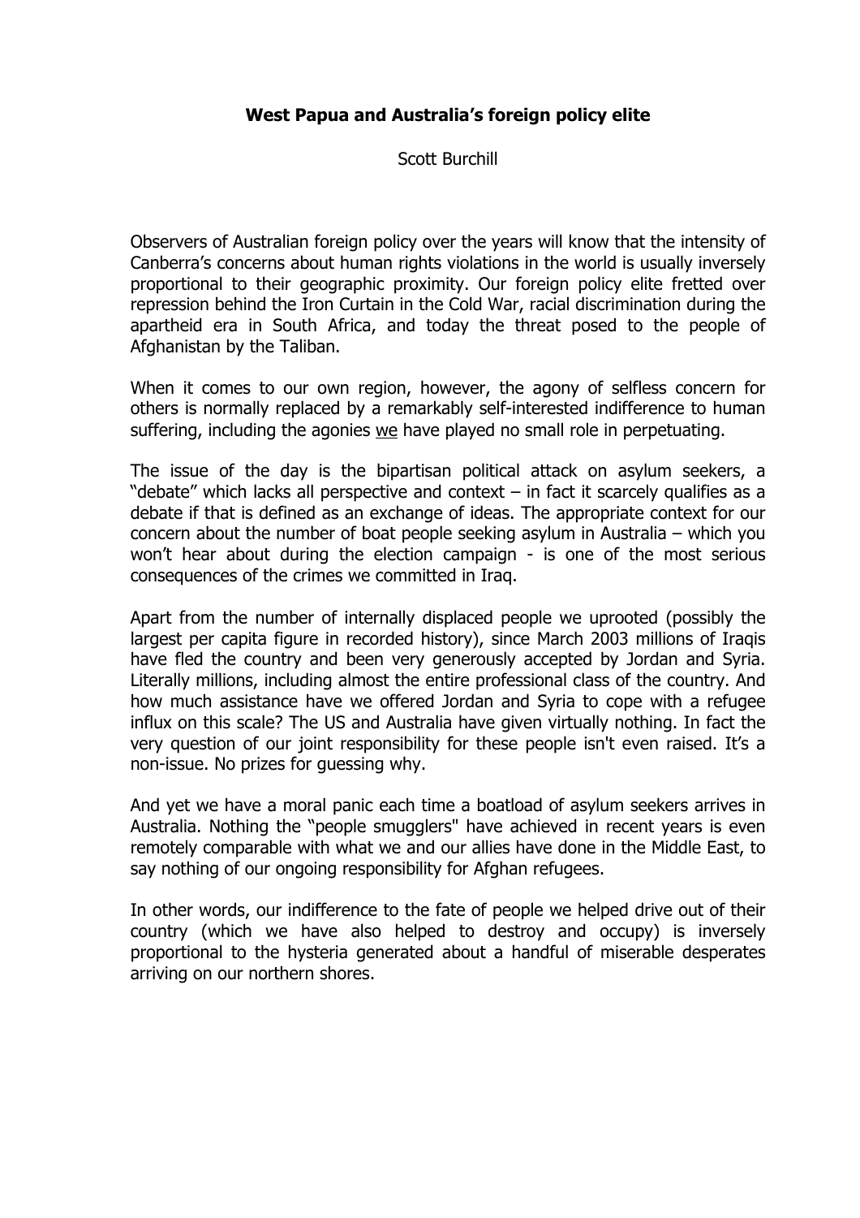**West Papua and Australia's foreign policy elite**

Scott Burchill

Observers of Australian foreign policy over the years will know that the intensity of Canberra's concerns about human rights violations in the world is usually inversely proportional to their geographic proximity. Our foreign policy elite fretted over repression behind the Iron Curtain in the Cold War, racial discrimination during the apartheid era in South Africa, and today the threat posed to the people of Afghanistan by the Taliban.

When it comes to our own region, however, the agony of selfless concern for others is normally replaced by a remarkably self-interested indifference to human suffering, including the agonies <u>we</u> have played no small role in perpetuating.

The issue of the day is the bipartisan political attack on asylum seekers, a "debate" which lacks all perspective and context – in fact it scarcely qualifies as a debate if that is defined as an exchange of ideas. The appropriate context for our concern about the number of boat people seeking asylum in Australia – which you won't hear about during the election campaign - is one of the most serious consequences of the crimes we committed in Iraq.

Apart from the number of internally displaced people we uprooted (possibly the largest per capita figure in recorded history), since March 2003 millions of Iraqis have fled the country and been very generously accepted by Jordan and Syria. Literally millions, including almost the entire professional class of the country. And how much assistance have we offered Jordan and Syria to cope with a refugee influx on this scale? The US and Australia have given virtually nothing. In fact the very question of our joint responsibility for these people isn't even raised. It's a non-issue. No prizes for guessing why.

And yet we have a moral panic each time a boatload of asylum seekers arrives in Australia. Nothing the "people smugglers" have achieved in recent years is even remotely comparable with what we and our allies have done in the Middle East, to say nothing of our ongoing responsibility for Afghan refugees.

In other words, our indifference to the fate of people we helped drive out of their country (which we have also helped to destroy and occupy) is inversely proportional to the hysteria generated about a handful of miserable desperates arriving on our northern shores.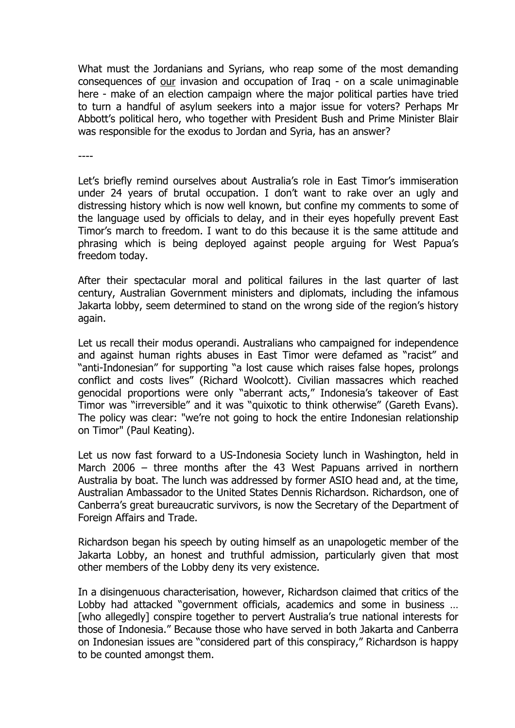What must the Jordanians and Syrians, who reap some of the most demanding consequences of <u>our</u> invasion and occupation of Iraq - on a scale unimaginable here - make of an election campaign where the major political parties have tried to turn a handful of asylum seekers into a major issue for voters? Perhaps Mr Abbott's political hero, who together with President Bush and Prime Minister Blair was responsible for the exodus to Jordan and Syria, has an answer?

----

Let's briefly remind ourselves about Australia's role in East Timor's immiseration under 24 years of brutal occupation. I don't want to rake over an ugly and distressing history which is now well known, but confine my comments to some of the language used by officials to delay, and in their eyes hopefully prevent East Timor's march to freedom. I want to do this because it is the same attitude and phrasing which is being deployed against people arguing for West Papua's freedom today.

After their spectacular moral and political failures in the last quarter of last century, Australian Government ministers and diplomats, including the infamous Jakarta lobby, seem determined to stand on the wrong side of the region's history again.

Let us recall their modus operandi. Australians who campaigned for independence and against human rights abuses in East Timor were defamed as "racist" and "anti-Indonesian" for supporting "a lost cause which raises false hopes, prolongs conflict and costs lives" (Richard Woolcott). Civilian massacres which reached genocidal proportions were only "aberrant acts," Indonesia's takeover of East Timor was "irreversible" and it was "quixotic to think otherwise" (Gareth Evans). The policy was clear: "we're not going to hock the entire Indonesian relationship on Timor" (Paul Keating).

Let us now fast forward to a US-Indonesia Society lunch in Washington, held in March 2006 – three months after the 43 West Papuans arrived in northern Australia by boat. The lunch was addressed by former ASIO head and, at the time, Australian Ambassador to the United States Dennis Richardson. Richardson, one of Canberra's great bureaucratic survivors, is now the Secretary of the Department of Foreign Affairs and Trade.

Richardson began his speech by outing himself as an unapologetic member of the Jakarta Lobby, an honest and truthful admission, particularly given that most other members of the Lobby deny its very existence.

In a disingenuous characterisation, however, Richardson claimed that critics of the Lobby had attacked "government officials, academics and some in business … [who allegedly] conspire together to pervert Australia's true national interests for those of Indonesia." Because those who have served in both Jakarta and Canberra on Indonesian issues are "considered part of this conspiracy," Richardson is happy to be counted amongst them.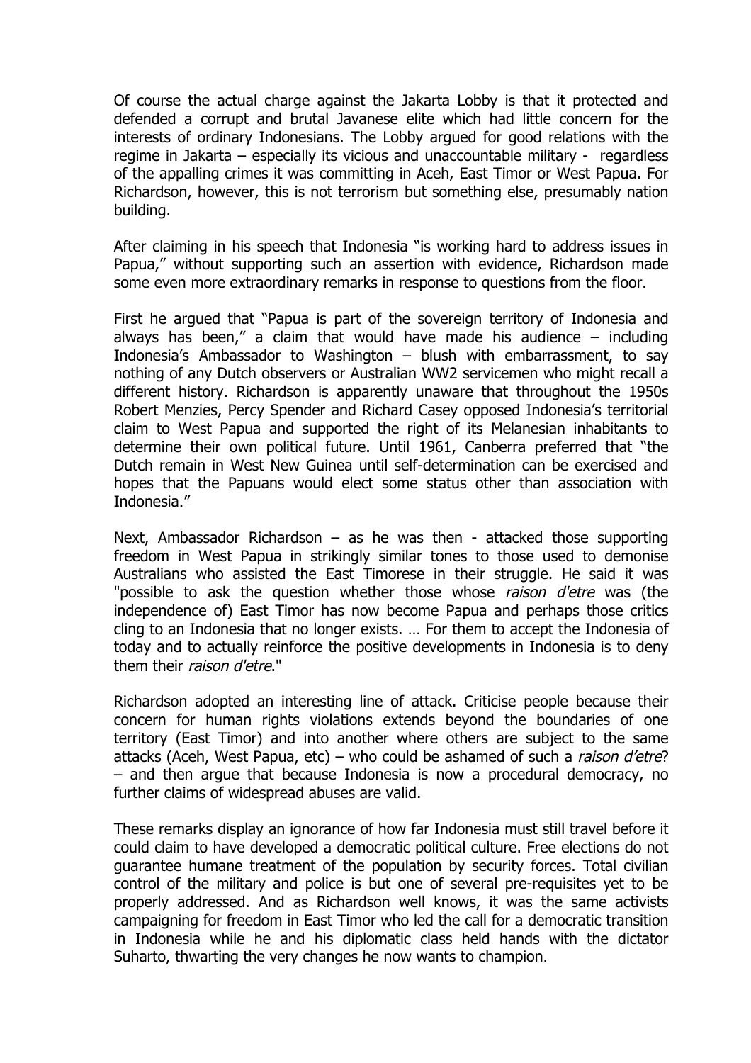Of course the actual charge against the Jakarta Lobby is that it protected and defended a corrupt and brutal Javanese elite which had little concern for the interests of ordinary Indonesians. The Lobby argued for good relations with the regime in Jakarta – especially its vicious and unaccountable military - regardless of the appalling crimes it was committing in Aceh, East Timor or West Papua. For Richardson, however, this is not terrorism but something else, presumably nation building.

After claiming in his speech that Indonesia "is working hard to address issues in Papua," without supporting such an assertion with evidence, Richardson made some even more extraordinary remarks in response to questions from the floor.

First he argued that "Papua is part of the sovereign territory of Indonesia and always has been," a claim that would have made his audience – including Indonesia's Ambassador to Washington – blush with embarrassment, to say nothing of any Dutch observers or Australian WW2 servicemen who might recall a different history. Richardson is apparently unaware that throughout the 1950s Robert Menzies, Percy Spender and Richard Casey opposed Indonesia's territorial claim to West Papua and supported the right of its Melanesian inhabitants to determine their own political future. Until 1961, Canberra preferred that "the Dutch remain in West New Guinea until self-determination can be exercised and hopes that the Papuans would elect some status other than association with Indonesia."

Next, Ambassador Richardson – as he was then - attacked those supporting freedom in West Papua in strikingly similar tones to those used to demonise Australians who assisted the East Timorese in their struggle. He said it was "possible to ask the question whether those whose *raison d'etre* was (the independence of) East Timor has now become Papua and perhaps those critics cling to an Indonesia that no longer exists. … For them to accept the Indonesia of today and to actually reinforce the positive developments in Indonesia is to deny them their *raison d'etre*."

Richardson adopted an interesting line of attack. Criticise people because their concern for human rights violations extends beyond the boundaries of one territory (East Timor) and into another where others are subject to the same attacks (Aceh, West Papua, etc) – who could be ashamed of such a *raison d'etre*? – and then argue that because Indonesia is now a procedural democracy, no further claims of widespread abuses are valid.

These remarks display an ignorance of how far Indonesia must still travel before it could claim to have developed a democratic political culture. Free elections do not guarantee humane treatment of the population by security forces. Total civilian control of the military and police is but one of several pre-requisites yet to be properly addressed. And as Richardson well knows, it was the same activists campaigning for freedom in East Timor who led the call for a democratic transition in Indonesia while he and his diplomatic class held hands with the dictator Suharto, thwarting the very changes he now wants to champion.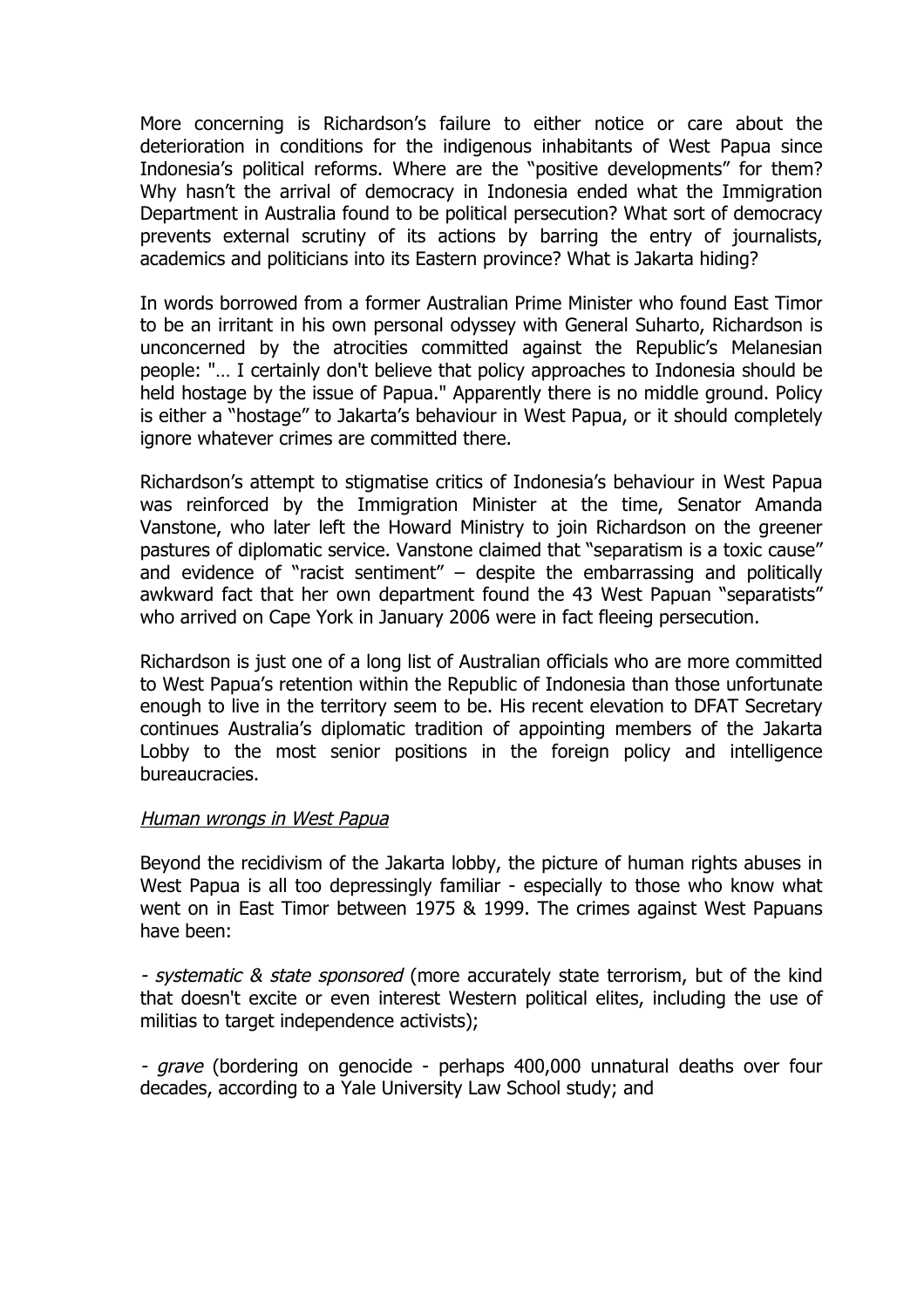More concerning is Richardson's failure to either notice or care about the deterioration in conditions for the indigenous inhabitants of West Papua since Indonesia's political reforms. Where are the "positive developments" for them? Why hasn't the arrival of democracy in Indonesia ended what the Immigration Department in Australia found to be political persecution? What sort of democracy prevents external scrutiny of its actions by barring the entry of journalists, academics and politicians into its Eastern province? What is Jakarta hiding?

In words borrowed from a former Australian Prime Minister who found East Timor to be an irritant in his own personal odyssey with General Suharto, Richardson is unconcerned by the atrocities committed against the Republic's Melanesian people: "… I certainly don't believe that policy approaches to Indonesia should be held hostage by the issue of Papua." Apparently there is no middle ground. Policy is either a "hostage" to Jakarta's behaviour in West Papua, or it should completely ignore whatever crimes are committed there.

Richardson's attempt to stigmatise critics of Indonesia's behaviour in West Papua was reinforced by the Immigration Minister at the time, Senator Amanda Vanstone, who later left the Howard Ministry to join Richardson on the greener pastures of diplomatic service. Vanstone claimed that "separatism is a toxic cause" and evidence of "racist sentiment" – despite the embarrassing and politically awkward fact that her own department found the 43 West Papuan "separatists" who arrived on Cape York in January 2006 were in fact fleeing persecution.

Richardson is just one of a long list of Australian officials who are more committed to West Papua's retention within the Republic of Indonesia than those unfortunate enough to live in the territory seem to be. His recent elevation to DFAT Secretary continues Australia's diplomatic tradition of appointing members of the Jakarta Lobby to the most senior positions in the foreign policy and intelligence bureaucracies.

*Human wrongs in West Papua*

Beyond the recidivism of the Jakarta lobby, the picture of human rights abuses in West Papua is all too depressingly familiar - especially to those who know what went on in East Timor between 1975 & 1999. The crimes against West Papuans have been:

- *systematic & state sponsored* (more accurately state terrorism, but of the kind that doesn't excite or even interest Western political elites, including the use of militias to target independence activists);

- *grave* (bordering on genocide - perhaps 400,000 unnatural deaths over four decades, according to a Yale University Law School study; and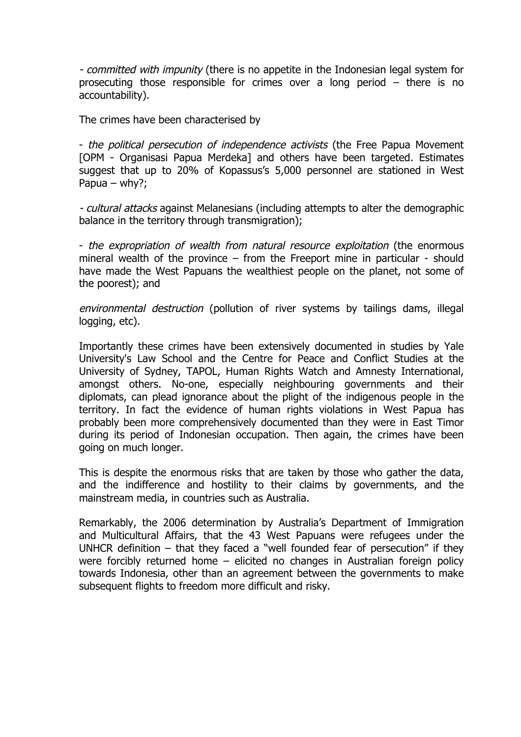- *committed with impunity* (there is no appetite in the Indonesian legal system for prosecuting those responsible for crimes over a long period – there is no accountability).

The crimes have been characterised by

- *the political persecution of independence activists* (the Free Papua Movement [OPM - Organisasi Papua Merdeka] and others have been targeted. Estimates suggest that up to 20% of Kopassus's 5,000 personnel are stationed in West Papua – why?;

- *cultural attacks* against Melanesians (including attempts to alter the demographic balance in the territory through transmigration);

- *the expropriation of wealth from natural resource exploitation* (the enormous mineral wealth of the province – from the Freeport mine in particular - should have made the West Papuans the wealthiest people on the planet, not some of the poorest); and

*environmental destruction* (pollution of river systems by tailings dams, illegal logging, etc).

Importantly these crimes have been extensively documented in studies by Yale University's Law School and the Centre for Peace and Conflict Studies at the University of Sydney, TAPOL, Human Rights Watch and Amnesty International, amongst others. No-one, especially neighbouring governments and their diplomats, can plead ignorance about the plight of the indigenous people in the territory. In fact the evidence of human rights violations in West Papua has probably been more comprehensively documented than they were in East Timor during its period of Indonesian occupation. Then again, the crimes have been going on much longer.

This is despite the enormous risks that are taken by those who gather the data, and the indifference and hostility to their claims by governments, and the mainstream media, in countries such as Australia.

Remarkably, the 2006 determination by Australia's Department of Immigration and Multicultural Affairs, that the 43 West Papuans were refugees under the UNHCR definition – that they faced a "well founded fear of persecution" if they were forcibly returned home – elicited no changes in Australian foreign policy towards Indonesia, other than an agreement between the governments to make subsequent flights to freedom more difficult and risky.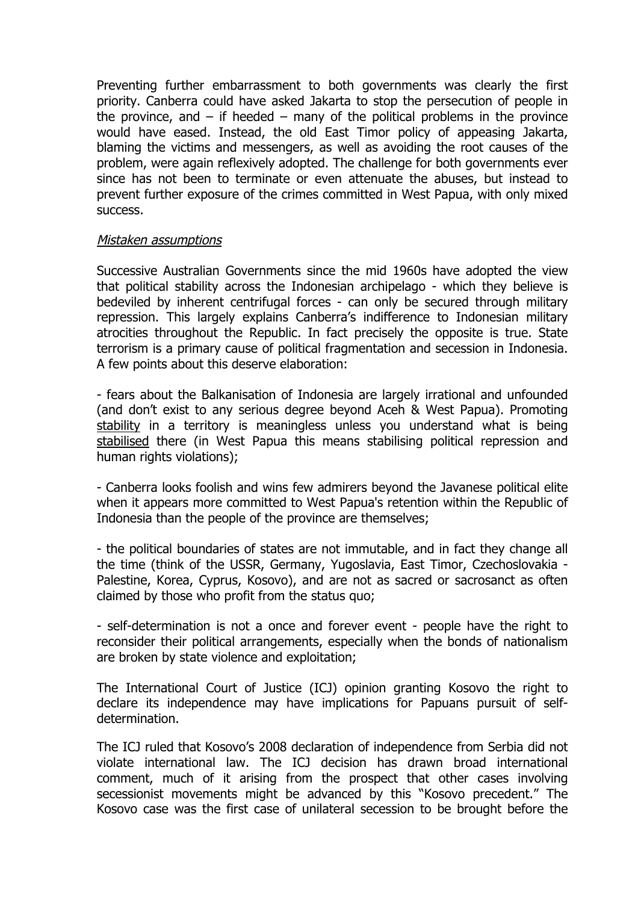Preventing further embarrassment to both governments was clearly the first priority. Canberra could have asked Jakarta to stop the persecution of people in the province, and – if heeded – many of the political problems in the province would have eased. Instead, the old East Timor policy of appeasing Jakarta, blaming the victims and messengers, as well as avoiding the root causes of the problem, were again reflexively adopted. The challenge for both governments ever since has not been to terminate or even attenuate the abuses, but instead to prevent further exposure of the crimes committed in West Papua, with only mixed success.

*Mistaken assumptions*

Successive Australian Governments since the mid 1960s have adopted the view that political stability across the Indonesian archipelago - which they believe is bedeviled by inherent centrifugal forces - can only be secured through military repression. This largely explains Canberra's indifference to Indonesian military atrocities throughout the Republic. In fact precisely the opposite is true. State terrorism is a primary cause of political fragmentation and secession in Indonesia. A few points about this deserve elaboration:

- fears about the Balkanisation of Indonesia are largely irrational and unfounded (and don't exist to any serious degree beyond Aceh & West Papua). Promoting stability in a territory is meaningless unless you understand what is being stabilised there (in West Papua this means stabilising political repression and human rights violations);

- Canberra looks foolish and wins few admirers beyond the Javanese political elite when it appears more committed to West Papua's retention within the Republic of Indonesia than the people of the province are themselves;

- the political boundaries of states are not immutable, and in fact they change all the time (think of the USSR, Germany, Yugoslavia, East Timor, Czechoslovakia - Palestine, Korea, Cyprus, Kosovo), and are not as sacred or sacrosanct as often claimed by those who profit from the status quo;

- self-determination is not a once and forever event - people have the right to reconsider their political arrangements, especially when the bonds of nationalism are broken by state violence and exploitation;

The International Court of Justice (ICJ) opinion granting Kosovo the right to declare its independence may have implications for Papuans pursuit of self-determination.

The ICJ ruled that Kosovo's 2008 declaration of independence from Serbia did not violate international law. The ICJ decision has drawn broad international comment, much of it arising from the prospect that other cases involving secessionist movements might be advanced by this "Kosovo precedent." The Kosovo case was the first case of unilateral secession to be brought before the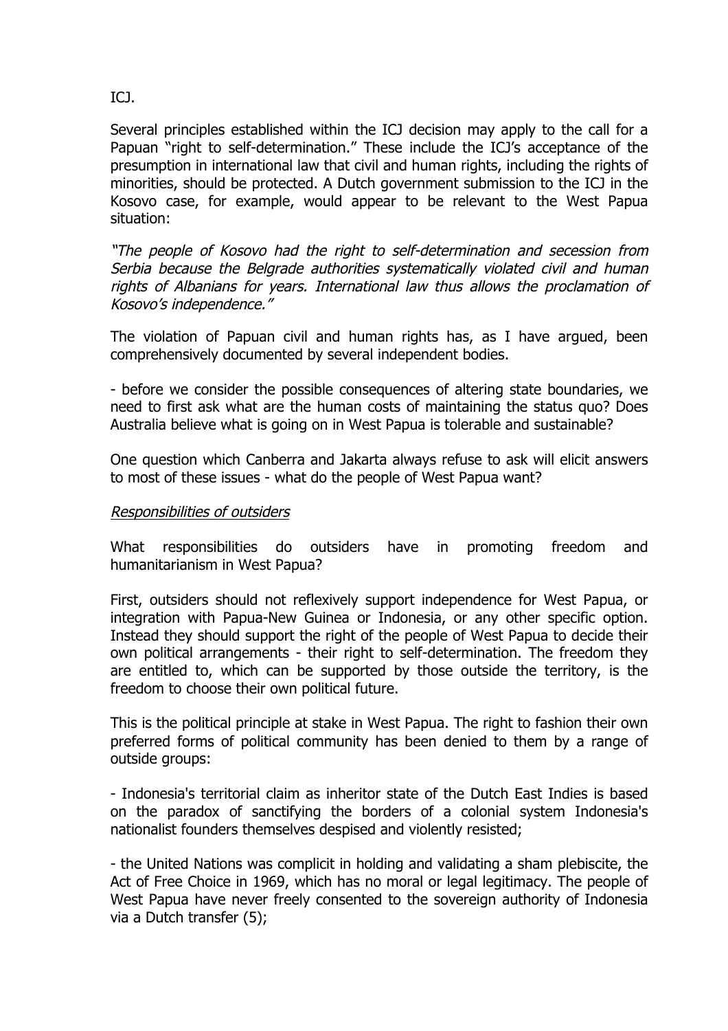ICJ.

Several principles established within the ICJ decision may apply to the call for a Papuan "right to self-determination." These include the ICJ's acceptance of the presumption in international law that civil and human rights, including the rights of minorities, should be protected. A Dutch government submission to the ICJ in the Kosovo case, for example, would appear to be relevant to the West Papua situation:

*"The people of Kosovo had the right to self-determination and secession from Serbia because the Belgrade authorities systematically violated civil and human rights of Albanians for years. International law thus allows the proclamation of Kosovo's independence."*

The violation of Papuan civil and human rights has, as I have argued, been comprehensively documented by several independent bodies.

- before we consider the possible consequences of altering state boundaries, we need to first ask what are the human costs of maintaining the status quo? Does Australia believe what is going on in West Papua is tolerable and sustainable?

One question which Canberra and Jakarta always refuse to ask will elicit answers to most of these issues - what do the people of West Papua want?

*Responsibilities of outsiders*

What responsibilities do outsiders have in promoting freedom and humanitarianism in West Papua?

First, outsiders should not reflexively support independence for West Papua, or integration with Papua-New Guinea or Indonesia, or any other specific option. Instead they should support the right of the people of West Papua to decide their own political arrangements - their right to self-determination. The freedom they are entitled to, which can be supported by those outside the territory, is the freedom to choose their own political future.

This is the political principle at stake in West Papua. The right to fashion their own preferred forms of political community has been denied to them by a range of outside groups:

- Indonesia's territorial claim as inheritor state of the Dutch East Indies is based on the paradox of sanctifying the borders of a colonial system Indonesia's nationalist founders themselves despised and violently resisted;

- the United Nations was complicit in holding and validating a sham plebiscite, the Act of Free Choice in 1969, which has no moral or legal legitimacy. The people of West Papua have never freely consented to the sovereign authority of Indonesia via a Dutch transfer (5);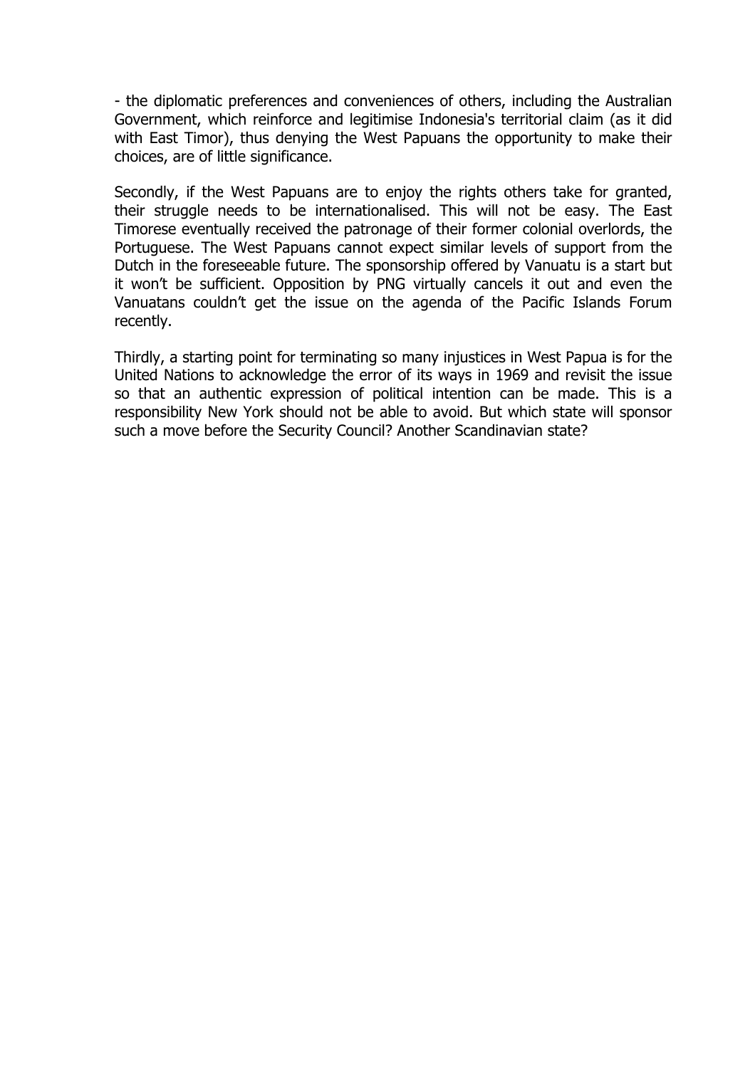- the diplomatic preferences and conveniences of others, including the Australian Government, which reinforce and legitimise Indonesia's territorial claim (as it did with East Timor), thus denying the West Papuans the opportunity to make their choices, are of little significance.

Secondly, if the West Papuans are to enjoy the rights others take for granted, their struggle needs to be internationalised. This will not be easy. The East Timorese eventually received the patronage of their former colonial overlords, the Portuguese. The West Papuans cannot expect similar levels of support from the Dutch in the foreseeable future. The sponsorship offered by Vanuatu is a start but it won't be sufficient. Opposition by PNG virtually cancels it out and even the Vanuatans couldn't get the issue on the agenda of the Pacific Islands Forum recently.

Thirdly, a starting point for terminating so many injustices in West Papua is for the United Nations to acknowledge the error of its ways in 1969 and revisit the issue so that an authentic expression of political intention can be made. This is a responsibility New York should not be able to avoid. But which state will sponsor such a move before the Security Council? Another Scandinavian state?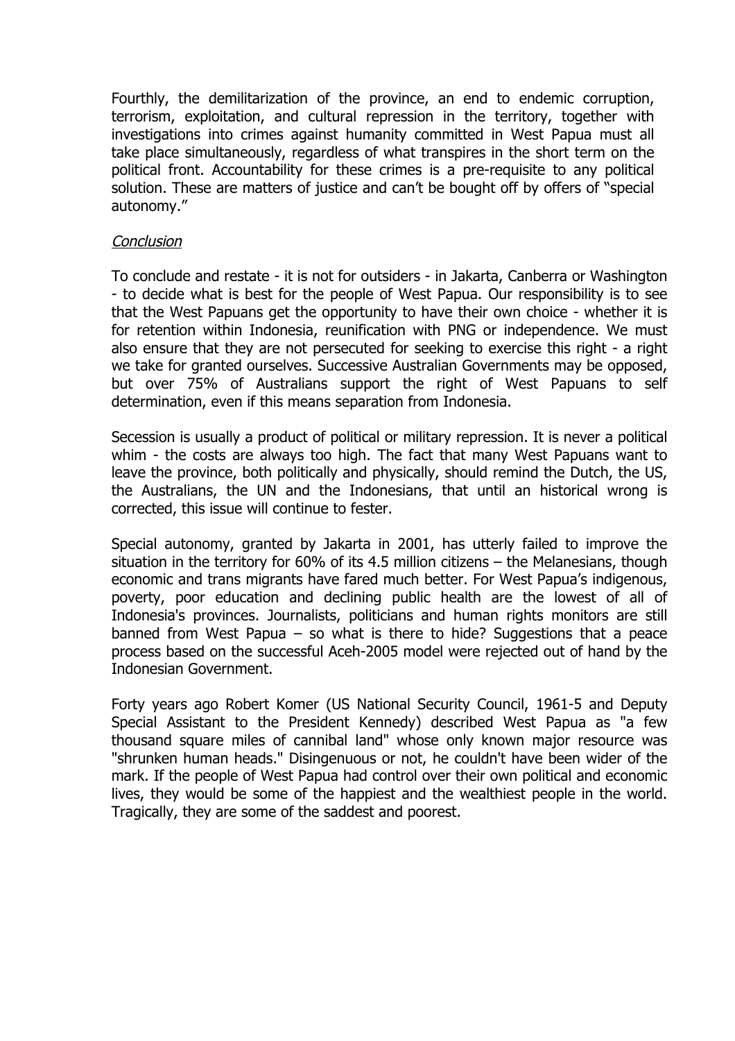Fourthly, the demilitarization of the province, an end to endemic corruption, terrorism, exploitation, and cultural repression in the territory, together with investigations into crimes against humanity committed in West Papua must all take place simultaneously, regardless of what transpires in the short term on the political front. Accountability for these crimes is a pre-requisite to any political solution. These are matters of justice and can't be bought off by offers of "special autonomy."

## *Conclusion*

To conclude and restate - it is not for outsiders - in Jakarta, Canberra or Washington - to decide what is best for the people of West Papua. Our responsibility is to see that the West Papuans get the opportunity to have their own choice - whether it is for retention within Indonesia, reunification with PNG or independence. We must also ensure that they are not persecuted for seeking to exercise this right - a right we take for granted ourselves. Successive Australian Governments may be opposed, but over 75% of Australians support the right of West Papuans to self determination, even if this means separation from Indonesia.

Secession is usually a product of political or military repression. It is never a political whim - the costs are always too high. The fact that many West Papuans want to leave the province, both politically and physically, should remind the Dutch, the US, the Australians, the UN and the Indonesians, that until an historical wrong is corrected, this issue will continue to fester.

Special autonomy, granted by Jakarta in 2001, has utterly failed to improve the situation in the territory for 60% of its 4.5 million citizens – the Melanesians, though economic and trans migrants have fared much better. For West Papua's indigenous, poverty, poor education and declining public health are the lowest of all of Indonesia's provinces. Journalists, politicians and human rights monitors are still banned from West Papua – so what is there to hide? Suggestions that a peace process based on the successful Aceh-2005 model were rejected out of hand by the Indonesian Government.

Forty years ago Robert Komer (US National Security Council, 1961-5 and Deputy Special Assistant to the President Kennedy) described West Papua as "a few thousand square miles of cannibal land" whose only known major resource was "shrunken human heads." Disingenuous or not, he couldn't have been wider of the mark. If the people of West Papua had control over their own political and economic lives, they would be some of the happiest and the wealthiest people in the world. Tragically, they are some of the saddest and poorest.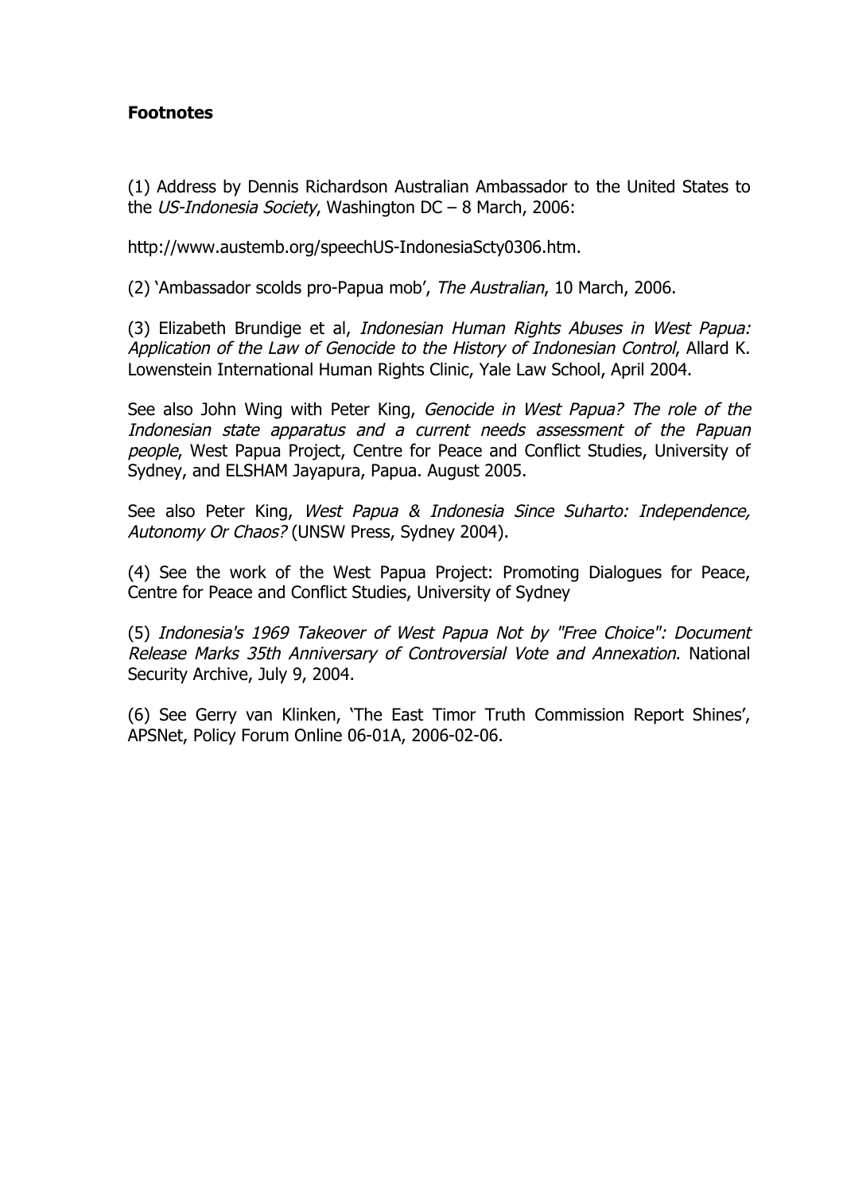**Footnotes**

(1) Address by Dennis Richardson Australian Ambassador to the United States to the *US-Indonesia Society*, Washington DC – 8 March, 2006:

http://www.austemb.org/speechUS-IndonesiaScty0306.htm.

(2) 'Ambassador scolds pro-Papua mob', *The Australian*, 10 March, 2006.

(3) Elizabeth Brundige et al, *Indonesian Human Rights Abuses in West Papua: Application of the Law of Genocide to the History of Indonesian Control*, Allard K. Lowenstein International Human Rights Clinic, Yale Law School, April 2004.

See also John Wing with Peter King, *Genocide in West Papua? The role of the Indonesian state apparatus and a current needs assessment of the Papuan people*, West Papua Project, Centre for Peace and Conflict Studies, University of Sydney, and ELSHAM Jayapura, Papua. August 2005.

See also Peter King, *West Papua & Indonesia Since Suharto: Independence, Autonomy Or Chaos?* (UNSW Press, Sydney 2004).

(4) See the work of the West Papua Project: Promoting Dialogues for Peace, Centre for Peace and Conflict Studies, University of Sydney

(5) *Indonesia's 1969 Takeover of West Papua Not by "Free Choice": Document Release Marks 35th Anniversary of Controversial Vote and Annexation*. National Security Archive, July 9, 2004.

(6) See Gerry van Klinken, 'The East Timor Truth Commission Report Shines', APSNet, Policy Forum Online 06-01A, 2006-02-06.